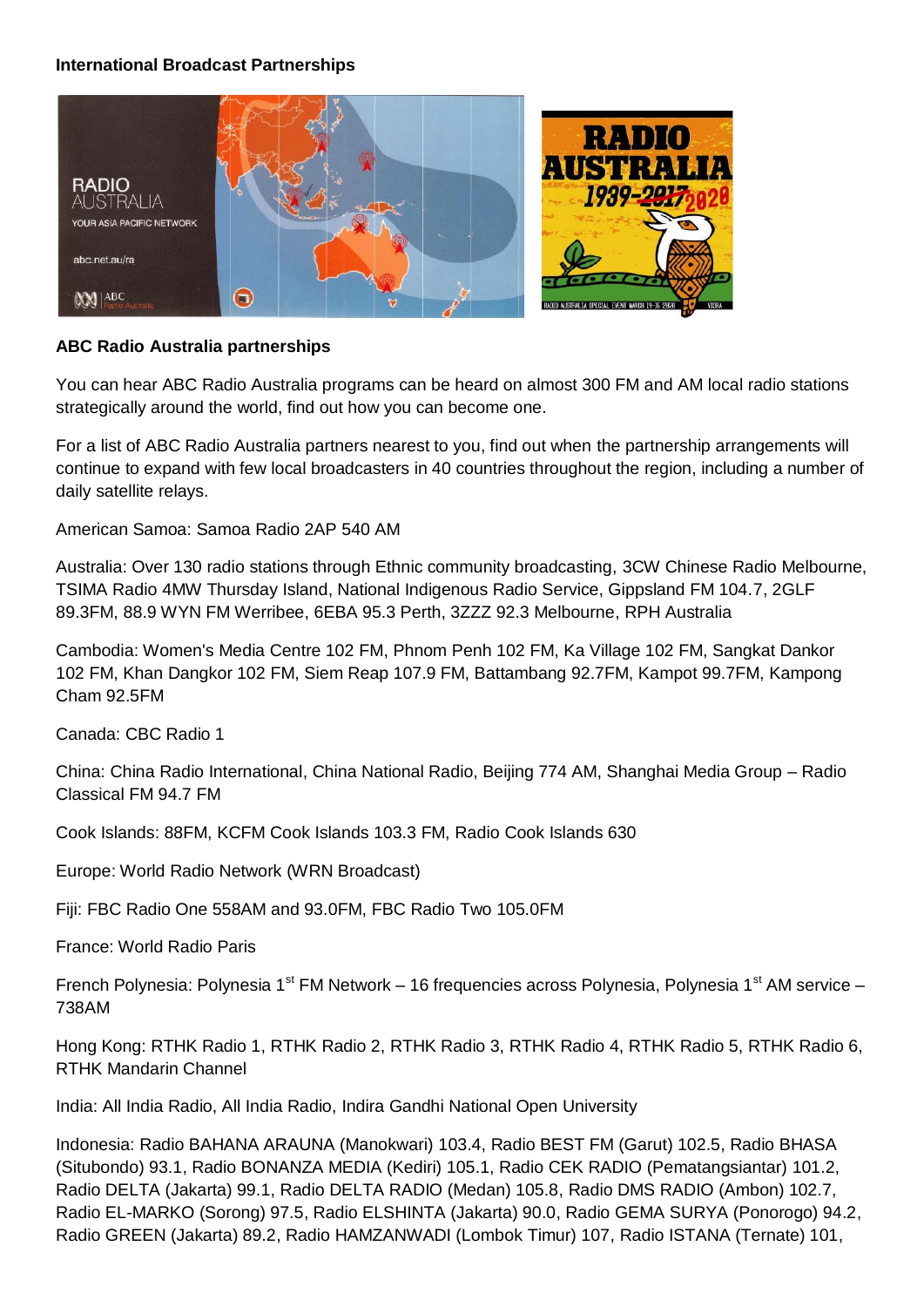**International Broadcast Partnerships**

**ABC Radio Australia partnerships**

You can hear ABC Radio Australia programs can be heard on almost 300 FM and AM local radio stations strategically around the world, find out how you can become one.

For a list of ABC Radio Australia partners nearest to you, find out when the partnership arrangements will continue to expand with few local broadcasters in 40 countries throughout the region, including a number of daily satellite relays.

American Samoa: Samoa Radio 2AP 540 AM

Australia: Over 130 radio stations through Ethnic community broadcasting, 3CW Chinese Radio Melbourne, TSIMA Radio 4MW Thursday Island, National Indigenous Radio Service, Gippsland FM 104.7, 2GLF 89.3FM, 88.9 WYN FM Werribee, 6EBA 95.3 Perth, 3ZZZ 92.3 Melbourne, RPH Australia

Cambodia: Women's Media Centre 102 FM, Phnom Penh 102 FM, Ka Village 102 FM, Sangkat Dankor 102 FM, Khan Dangkor 102 FM, Siem Reap 107.9 FM, Battambang 92.7FM, Kampot 99.7FM, Kampong Cham 92.5FM

Canada: CBC Radio 1

China: China Radio International, China National Radio, Beijing 774 AM, Shanghai Media Group – Radio Classical FM 94.7 FM

Cook Islands: 88FM, KCFM Cook Islands 103.3 FM, Radio Cook Islands 630

Europe: World Radio Network (WRN Broadcast)

Fiji: FBC Radio One 558AM and 93.0FM, FBC Radio Two 105.0FM

France: World Radio Paris

French Polynesia: Polynesia 1st FM Network – 16 frequencies across Polynesia, Polynesia 1st AM service – 738AM

Hong Kong: RTHK Radio 1, RTHK Radio 2, RTHK Radio 3, RTHK Radio 4, RTHK Radio 5, RTHK Radio 6, RTHK Mandarin Channel

India: All India Radio, All India Radio, Indira Gandhi National Open University

Indonesia: Radio BAHANA ARAUNA (Manokwari) 103.4, Radio BEST FM (Garut) 102.5, Radio BHASA (Situbondo) 93.1, Radio BONANZA MEDIA (Kediri) 105.1, Radio CEK RADIO (Pematangsiantar) 101.2, Radio DELTA (Jakarta) 99.1, Radio DELTA RADIO (Medan) 105.8, Radio DMS RADIO (Ambon) 102.7, Radio EL-MARKO (Sorong) 97.5, Radio ELSHINTA (Jakarta) 90.0, Radio GEMA SURYA (Ponorogo) 94.2, Radio GREEN (Jakarta) 89.2, Radio HAMZANWADI (Lombok Timur) 107, Radio ISTANA (Ternate) 101,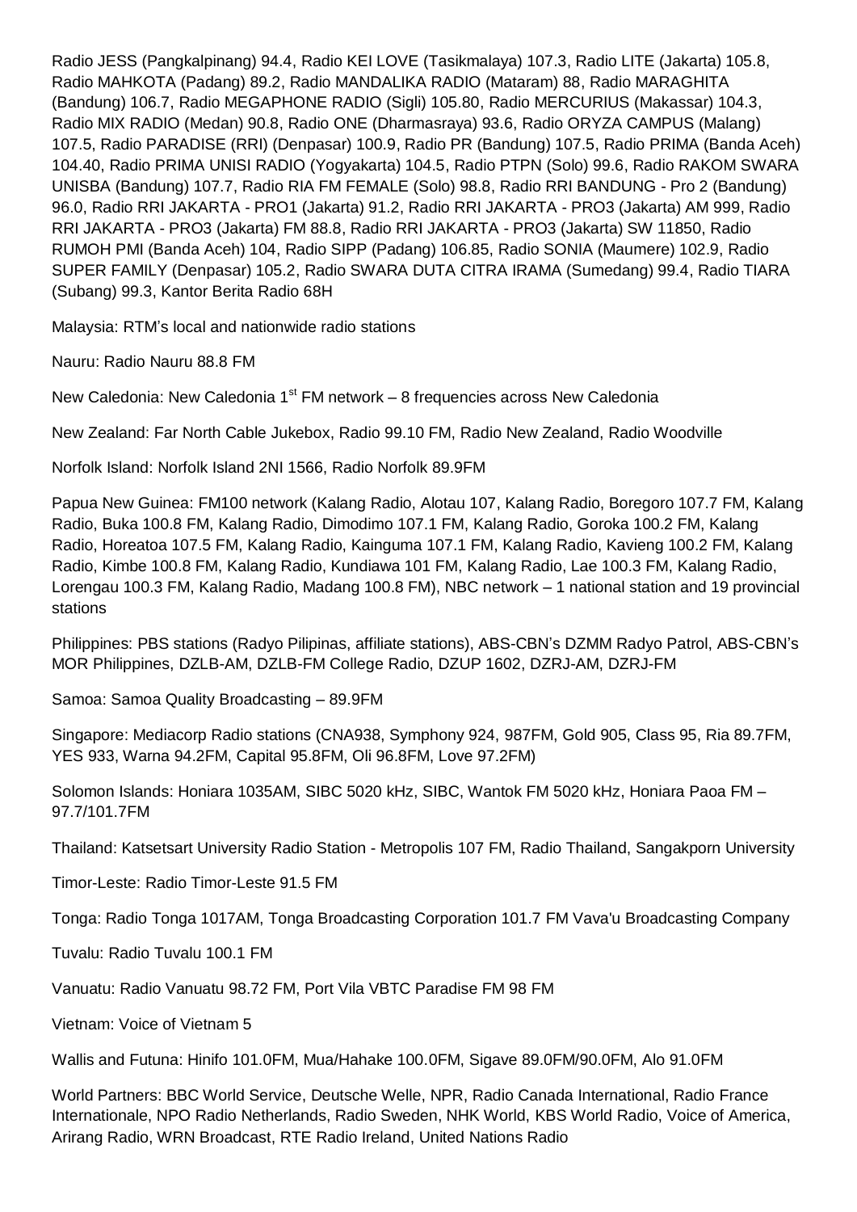Radio JESS (Pangkalpinang) 94.4, Radio KEI LOVE (Tasikmalaya) 107.3, Radio LITE (Jakarta) 105.8, Radio MAHKOTA (Padang) 89.2, Radio MANDALIKA RADIO (Mataram) 88, Radio MARAGHITA (Bandung) 106.7, Radio MEGAPHONE RADIO (Sigli) 105.80, Radio MERCURIUS (Makassar) 104.3, Radio MIX RADIO (Medan) 90.8, Radio ONE (Dharmasraya) 93.6, Radio ORYZA CAMPUS (Malang) 107.5, Radio PARADISE (RRI) (Denpasar) 100.9, Radio PR (Bandung) 107.5, Radio PRIMA (Banda Aceh) 104.40, Radio PRIMA UNISI RADIO (Yogyakarta) 104.5, Radio PTPN (Solo) 99.6, Radio RAKOM SWARA UNISBA (Bandung) 107.7, Radio RIA FM FEMALE (Solo) 98.8, Radio RRI BANDUNG - Pro 2 (Bandung) 96.0, Radio RRI JAKARTA - PRO1 (Jakarta) 91.2, Radio RRI JAKARTA - PRO3 (Jakarta) AM 999, Radio RRI JAKARTA - PRO3 (Jakarta) FM 88.8, Radio RRI JAKARTA - PRO3 (Jakarta) SW 11850, Radio RUMOH PMI (Banda Aceh) 104, Radio SIPP (Padang) 106.85, Radio SONIA (Maumere) 102.9, Radio SUPER FAMILY (Denpasar) 105.2, Radio SWARA DUTA CITRA IRAMA (Sumedang) 99.4, Radio TIARA (Subang) 99.3, Kantor Berita Radio 68H

Malaysia: RTM's local and nationwide radio stations

Nauru: Radio Nauru 88.8 FM

New Caledonia: New Caledonia 1st FM network – 8 frequencies across New Caledonia

New Zealand: Far North Cable Jukebox, Radio 99.10 FM, Radio New Zealand, Radio Woodville

Norfolk Island: Norfolk Island 2NI 1566, Radio Norfolk 89.9FM

Papua New Guinea: FM100 network (Kalang Radio, Alotau 107, Kalang Radio, Boregoro 107.7 FM, Kalang Radio, Buka 100.8 FM, Kalang Radio, Dimodimo 107.1 FM, Kalang Radio, Goroka 100.2 FM, Kalang Radio, Horeatoa 107.5 FM, Kalang Radio, Kainguma 107.1 FM, Kalang Radio, Kavieng 100.2 FM, Kalang Radio, Kimbe 100.8 FM, Kalang Radio, Kundiawa 101 FM, Kalang Radio, Lae 100.3 FM, Kalang Radio, Lorengau 100.3 FM, Kalang Radio, Madang 100.8 FM), NBC network – 1 national station and 19 provincial stations

Philippines: PBS stations (Radyo Pilipinas, affiliate stations), ABS-CBN's DZMM Radyo Patrol, ABS-CBN's MOR Philippines, DZLB-AM, DZLB-FM College Radio, DZUP 1602, DZRJ-AM, DZRJ-FM

Samoa: Samoa Quality Broadcasting – 89.9FM

Singapore: Mediacorp Radio stations (CNA938, Symphony 924, 987FM, Gold 905, Class 95, Ria 89.7FM, YES 933, Warna 94.2FM, Capital 95.8FM, Oli 96.8FM, Love 97.2FM)

Solomon Islands: Honiara 1035AM, SIBC 5020 kHz, SIBC, Wantok FM 5020 kHz, Honiara Paoa FM – 97.7/101.7FM

Thailand: Katsetsart University Radio Station - Metropolis 107 FM, Radio Thailand, Sangakporn University

Timor-Leste: Radio Timor-Leste 91.5 FM

Tonga: Radio Tonga 1017AM, Tonga Broadcasting Corporation 101.7 FM Vava'u Broadcasting Company

Tuvalu: Radio Tuvalu 100.1 FM

Vanuatu: Radio Vanuatu 98.72 FM, Port Vila VBTC Paradise FM 98 FM

Vietnam: Voice of Vietnam 5

Wallis and Futuna: Hinifo 101.0FM, Mua/Hahake 100.0FM, Sigave 89.0FM/90.0FM, Alo 91.0FM

World Partners: BBC World Service, Deutsche Welle, NPR, Radio Canada International, Radio France Internationale, NPO Radio Netherlands, Radio Sweden, NHK World, KBS World Radio, Voice of America, Arirang Radio, WRN Broadcast, RTE Radio Ireland, United Nations Radio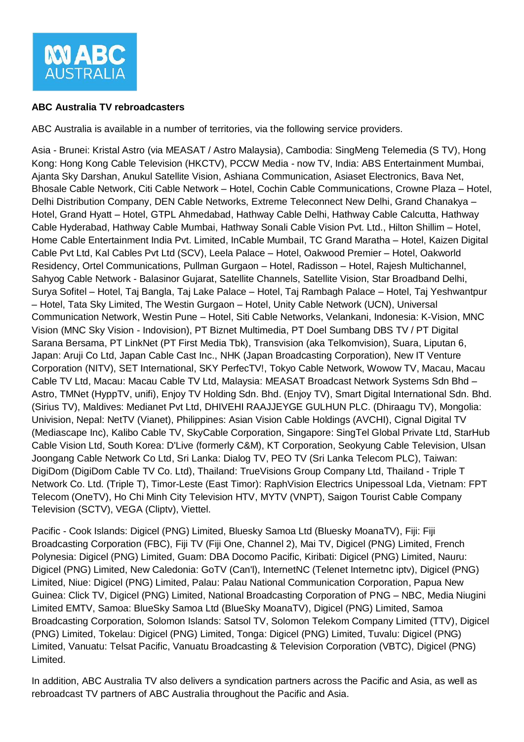**ABC Australia TV rebroadcasters**

ABC Australia is available in a number of territories, via the following service providers.

Asia - Brunei: Kristal Astro (via MEASAT / Astro Malaysia), Cambodia: SingMeng Telemedia (S TV), Hong Kong: Hong Kong Cable Television (HKCTV), PCCW Media - now TV, India: ABS Entertainment Mumbai, Ajanta Sky Darshan, Anukul Satellite Vision, Ashiana Communication, Asiaset Electronics, Bava Net, Bhosale Cable Network, Citi Cable Network – Hotel, Cochin Cable Communications, Crowne Plaza – Hotel, Delhi Distribution Company, DEN Cable Networks, Extreme Teleconnect New Delhi, Grand Chanakya – Hotel, Grand Hyatt – Hotel, GTPL Ahmedabad, Hathway Cable Delhi, Hathway Cable Calcutta, Hathway Cable Hyderabad, Hathway Cable Mumbai, Hathway Sonali Cable Vision Pvt. Ltd., Hilton Shillim – Hotel, Home Cable Entertainment India Pvt. Limited, InCable Mumbail, TC Grand Maratha – Hotel, Kaizen Digital Cable Pvt Ltd, Kal Cables Pvt Ltd (SCV), Leela Palace – Hotel, Oakwood Premier – Hotel, Oakworld Residency, Ortel Communications, Pullman Gurgaon – Hotel, Radisson – Hotel, Rajesh Multichannel, Sahyog Cable Network - Balasinor Gujarat, Satellite Channels, Satellite Vision, Star Broadband Delhi, Surya Sofitel – Hotel, Taj Bangla, Taj Lake Palace – Hotel, Taj Rambagh Palace – Hotel, Taj Yeshwantpur – Hotel, Tata Sky Limited, The Westin Gurgaon – Hotel, Unity Cable Network (UCN), Universal Communication Network, Westin Pune – Hotel, Siti Cable Networks, Velankani, Indonesia: K-Vision, MNC Vision (MNC Sky Vision - Indovision), PT Biznet Multimedia, PT Doel Sumbang DBS TV / PT Digital Sarana Bersama, PT LinkNet (PT First Media Tbk), Transvision (aka Telkomvision), Suara, Liputan 6, Japan: Aruji Co Ltd, Japan Cable Cast Inc., NHK (Japan Broadcasting Corporation), New IT Venture Corporation (NITV), SET International, SKY PerfecTV!, Tokyo Cable Network, Wowow TV, Macau, Macau Cable TV Ltd, Macau: Macau Cable TV Ltd, Malaysia: MEASAT Broadcast Network Systems Sdn Bhd – Astro, TMNet (HyppTV, unifi), Enjoy TV Holding Sdn. Bhd. (Enjoy TV), Smart Digital International Sdn. Bhd. (Sirius TV), Maldives: Medianet Pvt Ltd, DHIVEHI RAAJJEYGE GULHUN PLC. (Dhiraagu TV), Mongolia: Univision, Nepal: NetTV (Vianet), Philippines: Asian Vision Cable Holdings (AVCHI), Cignal Digital TV (Mediascape Inc), Kalibo Cable TV, SkyCable Corporation, Singapore: SingTel Global Private Ltd, StarHub Cable Vision Ltd, South Korea: D'Live (formerly C&M), KT Corporation, Seokyung Cable Television, Ulsan Joongang Cable Network Co Ltd, Sri Lanka: Dialog TV, PEO TV (Sri Lanka Telecom PLC), Taiwan: DigiDom (DigiDom Cable TV Co. Ltd), Thailand: TrueVisions Group Company Ltd, Thailand - Triple T Network Co. Ltd. (Triple T), Timor-Leste (East Timor): RaphVision Electrics Unipessoal Lda, Vietnam: FPT Telecom (OneTV), Ho Chi Minh City Television HTV, MYTV (VNPT), Saigon Tourist Cable Company Television (SCTV), VEGA (Cliptv), Viettel.

Pacific - Cook Islands: Digicel (PNG) Limited, Bluesky Samoa Ltd (Bluesky MoanaTV), Fiji: Fiji Broadcasting Corporation (FBC), Fiji TV (Fiji One, Channel 2), Mai TV, Digicel (PNG) Limited, French Polynesia: Digicel (PNG) Limited, Guam: DBA Docomo Pacific, Kiribati: Digicel (PNG) Limited, Nauru: Digicel (PNG) Limited, New Caledonia: GoTV (Can'l), InternetNC (Telenet Internetnc iptv), Digicel (PNG) Limited, Niue: Digicel (PNG) Limited, Palau: Palau National Communication Corporation, Papua New Guinea: Click TV, Digicel (PNG) Limited, National Broadcasting Corporation of PNG – NBC, Media Niugini Limited EMTV, Samoa: BlueSky Samoa Ltd (BlueSky MoanaTV), Digicel (PNG) Limited, Samoa Broadcasting Corporation, Solomon Islands: Satsol TV, Solomon Telekom Company Limited (TTV), Digicel (PNG) Limited, Tokelau: Digicel (PNG) Limited, Tonga: Digicel (PNG) Limited, Tuvalu: Digicel (PNG) Limited, Vanuatu: Telsat Pacific, Vanuatu Broadcasting & Television Corporation (VBTC), Digicel (PNG) Limited.

In addition, ABC Australia TV also delivers a syndication partners across the Pacific and Asia, as well as rebroadcast TV partners of ABC Australia throughout the Pacific and Asia.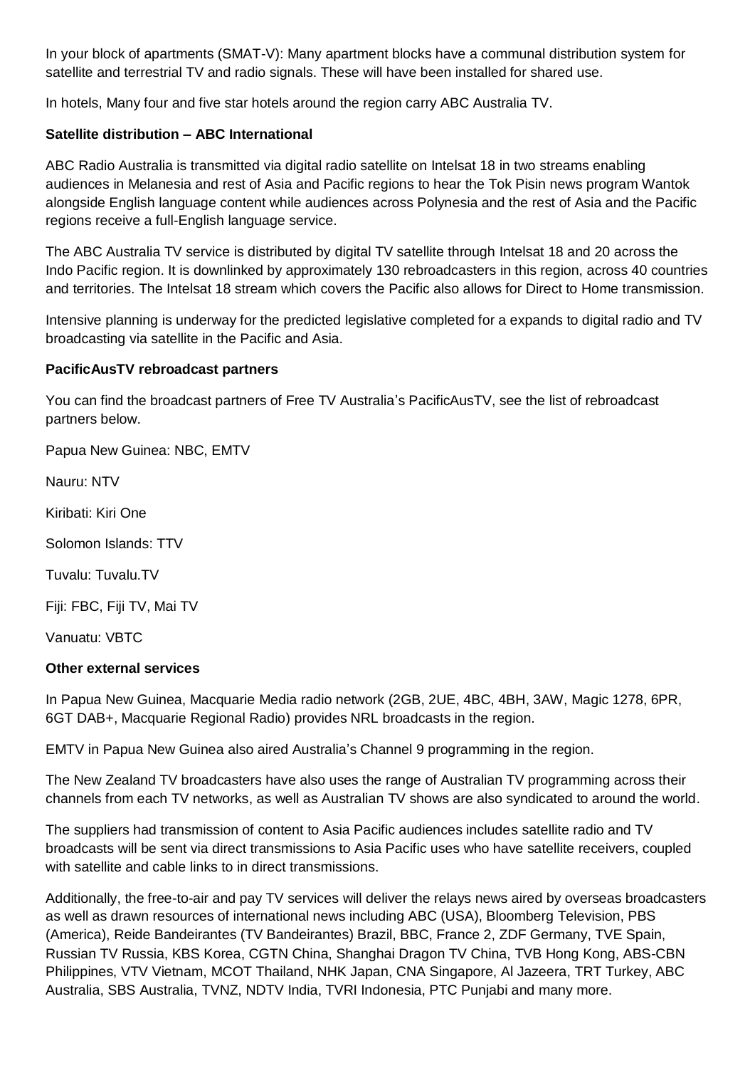In your block of apartments (SMAT-V): Many apartment blocks have a communal distribution system for satellite and terrestrial TV and radio signals. These will have been installed for shared use.

In hotels, Many four and five star hotels around the region carry ABC Australia TV.

**Satellite distribution – ABC International**

ABC Radio Australia is transmitted via digital radio satellite on Intelsat 18 in two streams enabling audiences in Melanesia and rest of Asia and Pacific regions to hear the Tok Pisin news program Wantok alongside English language content while audiences across Polynesia and the rest of Asia and the Pacific regions receive a full-English language service.

The ABC Australia TV service is distributed by digital TV satellite through Intelsat 18 and 20 across the Indo Pacific region. It is downlinked by approximately 130 rebroadcasters in this region, across 40 countries and territories. The Intelsat 18 stream which covers the Pacific also allows for Direct to Home transmission.

Intensive planning is underway for the predicted legislative completed for a expands to digital radio and TV broadcasting via satellite in the Pacific and Asia.

**PacificAusTV rebroadcast partners**

You can find the broadcast partners of Free TV Australia's PacificAusTV, see the list of rebroadcast partners below.

Papua New Guinea: NBC, EMTV

Nauru: NTV

Kiribati: Kiri One

Solomon Islands: TTV

Tuvalu: Tuvalu.TV

Fiji: FBC, Fiji TV, Mai TV

Vanuatu: VBTC

**Other external services**

In Papua New Guinea, Macquarie Media radio network (2GB, 2UE, 4BC, 4BH, 3AW, Magic 1278, 6PR, 6GT DAB+, Macquarie Regional Radio) provides NRL broadcasts in the region.

EMTV in Papua New Guinea also aired Australia's Channel 9 programming in the region.

The New Zealand TV broadcasters have also uses the range of Australian TV programming across their channels from each TV networks, as well as Australian TV shows are also syndicated to around the world.

The suppliers had transmission of content to Asia Pacific audiences includes satellite radio and TV broadcasts will be sent via direct transmissions to Asia Pacific uses who have satellite receivers, coupled with satellite and cable links to in direct transmissions.

Additionally, the free-to-air and pay TV services will deliver the relays news aired by overseas broadcasters as well as drawn resources of international news including ABC (USA), Bloomberg Television, PBS (America), Reide Bandeirantes (TV Bandeirantes) Brazil, BBC, France 2, ZDF Germany, TVE Spain, Russian TV Russia, KBS Korea, CGTN China, Shanghai Dragon TV China, TVB Hong Kong, ABS-CBN Philippines, VTV Vietnam, MCOT Thailand, NHK Japan, CNA Singapore, Al Jazeera, TRT Turkey, ABC Australia, SBS Australia, TVNZ, NDTV India, TVRI Indonesia, PTC Punjabi and many more.